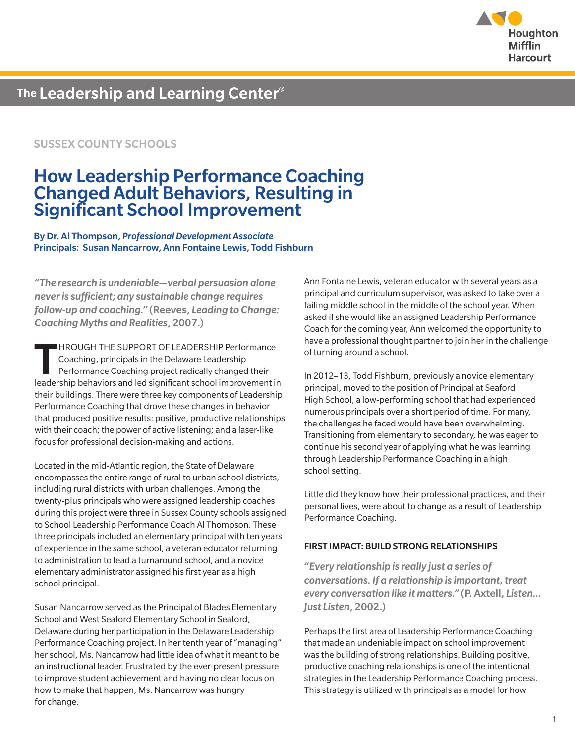Houghton Mifflin Harcourt

The **Leadership and Learning Center**®

SUSSEX COUNTY SCHOOLS

# How Leadership Performance Coaching Changed Adult Behaviors, Resulting in Significant School Improvement

**By Dr. Al Thompson, *Professional Development Associate***
**Principals: Susan Nancarrow, Ann Fontaine Lewis, Todd Fishburn**

***"The research is undeniable—verbal persuasion alone never is sufficient; any sustainable change requires follow-up and coaching."*** **(Reeves, *Leading to Change: Coaching Myths and Realities*, 2007.)**

THROUGH THE SUPPORT OF LEADERSHIP Performance Coaching, principals in the Delaware Leadership Performance Coaching project radically changed their leadership behaviors and led significant school improvement in their buildings. There were three key components of Leadership Performance Coaching that drove these changes in behavior that produced positive results: positive, productive relationships with their coach; the power of active listening; and a laser-like focus for professional decision-making and actions.

Located in the mid-Atlantic region, the State of Delaware encompasses the entire range of rural to urban school districts, including rural districts with urban challenges. Among the twenty-plus principals who were assigned leadership coaches during this project were three in Sussex County schools assigned to School Leadership Performance Coach Al Thompson. These three principals included an elementary principal with ten years of experience in the same school, a veteran educator returning to administration to lead a turnaround school, and a novice elementary administrator assigned his first year as a high school principal.

Susan Nancarrow served as the Principal of Blades Elementary School and West Seaford Elementary School in Seaford, Delaware during her participation in the Delaware Leadership Performance Coaching project. In her tenth year of "managing" her school, Ms. Nancarrow had little idea of what it meant to be an instructional leader. Frustrated by the ever-present pressure to improve student achievement and having no clear focus on how to make that happen, Ms. Nancarrow was hungry for change.

Ann Fontaine Lewis, veteran educator with several years as a principal and curriculum supervisor, was asked to take over a failing middle school in the middle of the school year. When asked if she would like an assigned Leadership Performance Coach for the coming year, Ann welcomed the opportunity to have a professional thought partner to join her in the challenge of turning around a school.

In 2012–13, Todd Fishburn, previously a novice elementary principal, moved to the position of Principal at Seaford High School, a low-performing school that had experienced numerous principals over a short period of time. For many, the challenges he faced would have been overwhelming. Transitioning from elementary to secondary, he was eager to continue his second year of applying what he was learning through Leadership Performance Coaching in a high school setting.

Little did they know how their professional practices, and their personal lives, were about to change as a result of Leadership Performance Coaching.

### FIRST IMPACT: BUILD STRONG RELATIONSHIPS

***"Every relationship is really just a series of conversations. If a relationship is important, treat every conversation like it matters."*** **(P. Axtell, *Listen... Just Listen*, 2002.)**

Perhaps the first area of Leadership Performance Coaching that made an undeniable impact on school improvement was the building of strong relationships. Building positive, productive coaching relationships is one of the intentional strategies in the Leadership Performance Coaching process. This strategy is utilized with principals as a model for how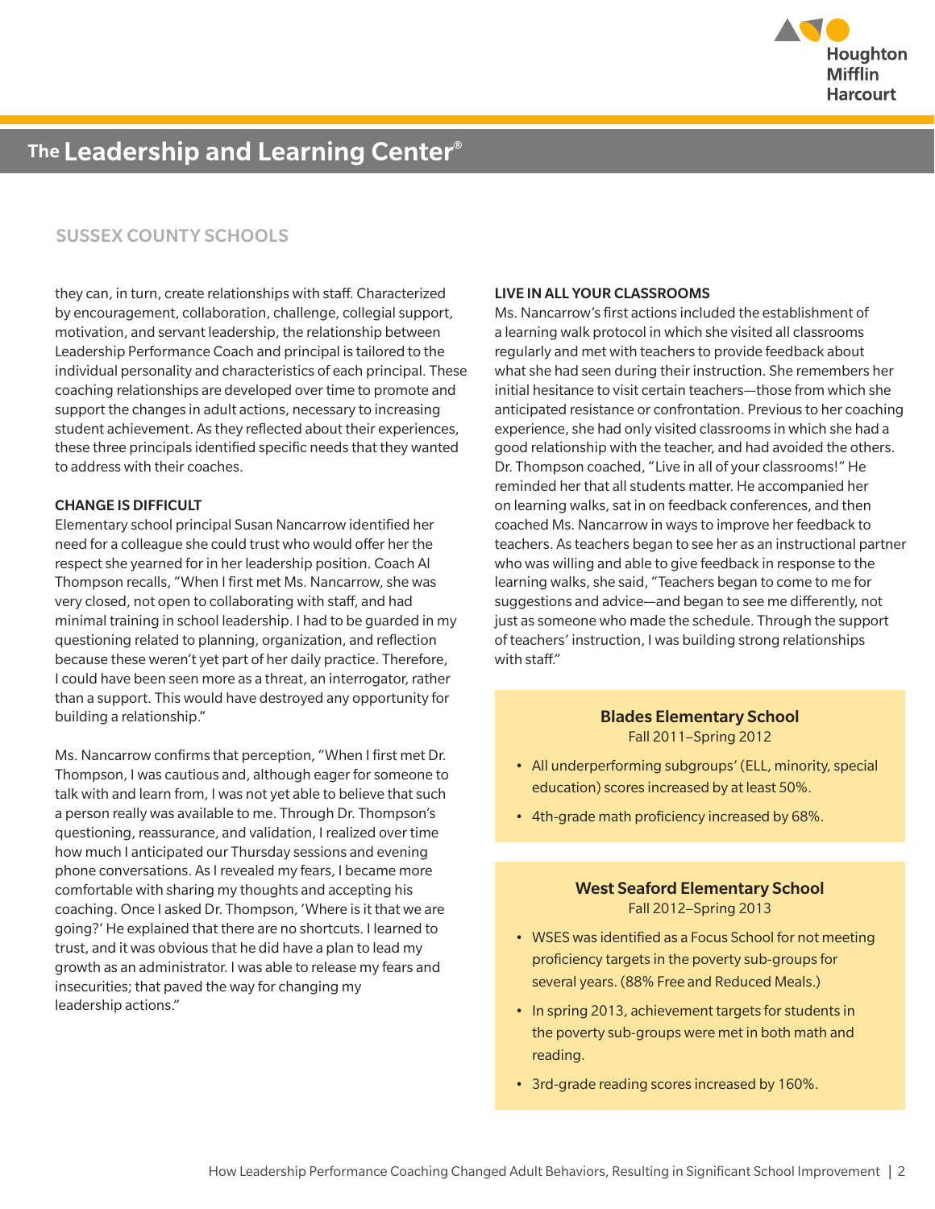## SUSSEX COUNTY SCHOOLS

they can, in turn, create relationships with staff. Characterized by encouragement, collaboration, challenge, collegial support, motivation, and servant leadership, the relationship between Leadership Performance Coach and principal is tailored to the individual personality and characteristics of each principal. These coaching relationships are developed over time to promote and support the changes in adult actions, necessary to increasing student achievement. As they reflected about their experiences, these three principals identified specific needs that they wanted to address with their coaches.

### CHANGE IS DIFFICULT

Elementary school principal Susan Nancarrow identified her need for a colleague she could trust who would offer her the respect she yearned for in her leadership position. Coach Al Thompson recalls, "When I first met Ms. Nancarrow, she was very closed, not open to collaborating with staff, and had minimal training in school leadership. I had to be guarded in my questioning related to planning, organization, and reflection because these weren't yet part of her daily practice. Therefore, I could have been seen more as a threat, an interrogator, rather than a support. This would have destroyed any opportunity for building a relationship."

Ms. Nancarrow confirms that perception, "When I first met Dr. Thompson, I was cautious and, although eager for someone to talk with and learn from, I was not yet able to believe that such a person really was available to me. Through Dr. Thompson's questioning, reassurance, and validation, I realized over time how much I anticipated our Thursday sessions and evening phone conversations. As I revealed my fears, I became more comfortable with sharing my thoughts and accepting his coaching. Once I asked Dr. Thompson, 'Where is it that we are going?' He explained that there are no shortcuts. I learned to trust, and it was obvious that he did have a plan to lead my growth as an administrator. I was able to release my fears and insecurities; that paved the way for changing my leadership actions."

### LIVE IN ALL YOUR CLASSROOMS

Ms. Nancarrow's first actions included the establishment of a learning walk protocol in which she visited all classrooms regularly and met with teachers to provide feedback about what she had seen during their instruction. She remembers her initial hesitance to visit certain teachers—those from which she anticipated resistance or confrontation. Previous to her coaching experience, she had only visited classrooms in which she had a good relationship with the teacher, and had avoided the others. Dr. Thompson coached, "Live in all of your classrooms!" He reminded her that all students matter. He accompanied her on learning walks, sat in on feedback conferences, and then coached Ms. Nancarrow in ways to improve her feedback to teachers. As teachers began to see her as an instructional partner who was willing and able to give feedback in response to the learning walks, she said, "Teachers began to come to me for suggestions and advice—and began to see me differently, not just as someone who made the schedule. Through the support of teachers' instruction, I was building strong relationships with staff."

**Blades Elementary School**
Fall 2011–Spring 2012

- All underperforming subgroups' (ELL, minority, special education) scores increased by at least 50%.
- 4th-grade math proficiency increased by 68%.

**West Seaford Elementary School**
Fall 2012–Spring 2013

- WSES was identified as a Focus School for not meeting proficiency targets in the poverty sub-groups for several years. (88% Free and Reduced Meals.)
- In spring 2013, achievement targets for students in the poverty sub-groups were met in both math and reading.
- 3rd-grade reading scores increased by 160%.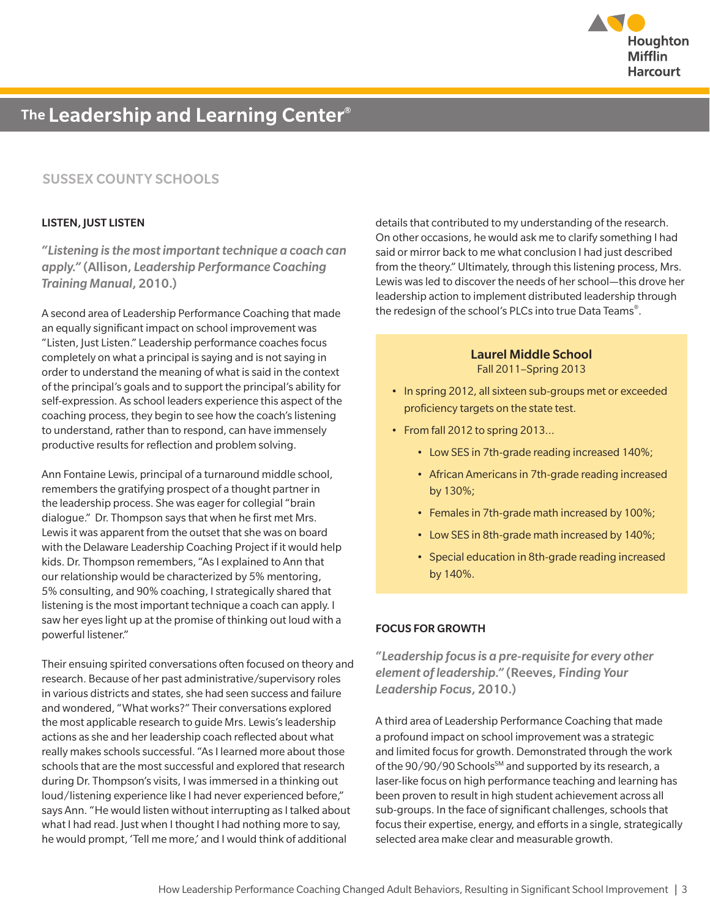## SUSSEX COUNTY SCHOOLS

### LISTEN, JUST LISTEN

*"Listening is the most important technique a coach can apply."* (Allison, *Leadership Performance Coaching Training Manual*, 2010.)

A second area of Leadership Performance Coaching that made an equally significant impact on school improvement was "Listen, Just Listen." Leadership performance coaches focus completely on what a principal is saying and is not saying in order to understand the meaning of what is said in the context of the principal's goals and to support the principal's ability for self-expression. As school leaders experience this aspect of the coaching process, they begin to see how the coach's listening to understand, rather than to respond, can have immensely productive results for reflection and problem solving.

Ann Fontaine Lewis, principal of a turnaround middle school, remembers the gratifying prospect of a thought partner in the leadership process. She was eager for collegial "brain dialogue." Dr. Thompson says that when he first met Mrs. Lewis it was apparent from the outset that she was on board with the Delaware Leadership Coaching Project if it would help kids. Dr. Thompson remembers, "As I explained to Ann that our relationship would be characterized by 5% mentoring, 5% consulting, and 90% coaching, I strategically shared that listening is the most important technique a coach can apply. I saw her eyes light up at the promise of thinking out loud with a powerful listener."

Their ensuing spirited conversations often focused on theory and research. Because of her past administrative/supervisory roles in various districts and states, she had seen success and failure and wondered, "What works?" Their conversations explored the most applicable research to guide Mrs. Lewis's leadership actions as she and her leadership coach reflected about what really makes schools successful. "As I learned more about those schools that are the most successful and explored that research during Dr. Thompson's visits, I was immersed in a thinking out loud/listening experience like I had never experienced before," says Ann. "He would listen without interrupting as I talked about what I had read. Just when I thought I had nothing more to say, he would prompt, 'Tell me more,' and I would think of additional details that contributed to my understanding of the research. On other occasions, he would ask me to clarify something I had said or mirror back to me what conclusion I had just described from the theory." Ultimately, through this listening process, Mrs. Lewis was led to discover the needs of her school—this drove her leadership action to implement distributed leadership through the redesign of the school's PLCs into true Data Teams®.

> **Laurel Middle School**
> Fall 2011–Spring 2013
>
> - In spring 2012, all sixteen sub-groups met or exceeded proficiency targets on the state test.
> - From fall 2012 to spring 2013...
>   - Low SES in 7th-grade reading increased 140%;
>   - African Americans in 7th-grade reading increased by 130%;
>   - Females in 7th-grade math increased by 100%;
>   - Low SES in 8th-grade math increased by 140%;
>   - Special education in 8th-grade reading increased by 140%.

### FOCUS FOR GROWTH

*"Leadership focus is a pre-requisite for every other element of leadership."* (Reeves, *Finding Your Leadership Focus*, 2010.)

A third area of Leadership Performance Coaching that made a profound impact on school improvement was a strategic and limited focus for growth. Demonstrated through the work of the 90/90/90 Schools℠ and supported by its research, a laser-like focus on high performance teaching and learning has been proven to result in high student achievement across all sub-groups. In the face of significant challenges, schools that focus their expertise, energy, and efforts in a single, strategically selected area make clear and measurable growth.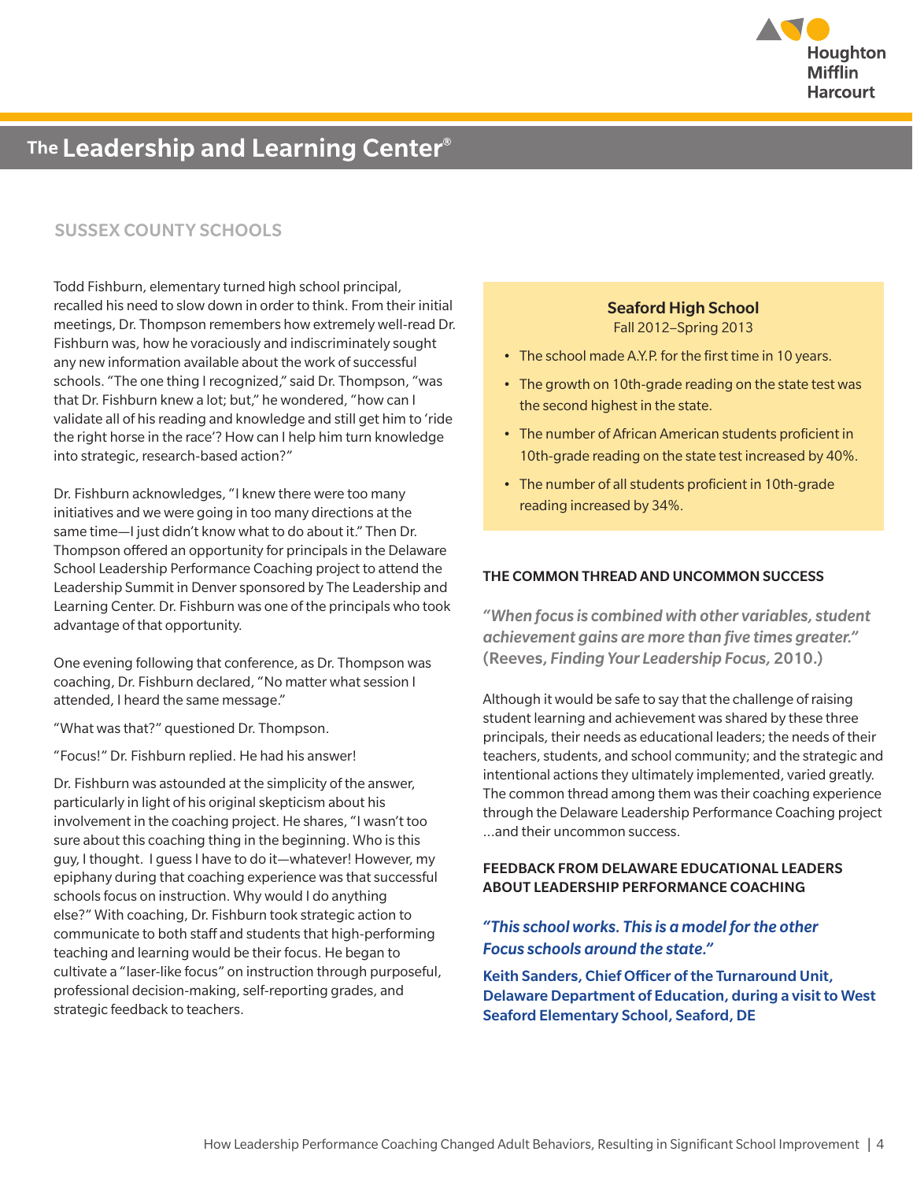## SUSSEX COUNTY SCHOOLS

Todd Fishburn, elementary turned high school principal, recalled his need to slow down in order to think. From their initial meetings, Dr. Thompson remembers how extremely well-read Dr. Fishburn was, how he voraciously and indiscriminately sought any new information available about the work of successful schools. "The one thing I recognized," said Dr. Thompson, "was that Dr. Fishburn knew a lot; but," he wondered, "how can I validate all of his reading and knowledge and still get him to 'ride the right horse in the race'? How can I help him turn knowledge into strategic, research-based action?"

Dr. Fishburn acknowledges, "I knew there were too many initiatives and we were going in too many directions at the same time—I just didn't know what to do about it." Then Dr. Thompson offered an opportunity for principals in the Delaware School Leadership Performance Coaching project to attend the Leadership Summit in Denver sponsored by The Leadership and Learning Center. Dr. Fishburn was one of the principals who took advantage of that opportunity.

One evening following that conference, as Dr. Thompson was coaching, Dr. Fishburn declared, "No matter what session I attended, I heard the same message."

"What was that?" questioned Dr. Thompson.

"Focus!" Dr. Fishburn replied. He had his answer!

Dr. Fishburn was astounded at the simplicity of the answer, particularly in light of his original skepticism about his involvement in the coaching project. He shares, "I wasn't too sure about this coaching thing in the beginning. Who is this guy, I thought. I guess I have to do it—whatever! However, my epiphany during that coaching experience was that successful schools focus on instruction. Why would I do anything else?" With coaching, Dr. Fishburn took strategic action to communicate to both staff and students that high-performing teaching and learning would be their focus. He began to cultivate a "laser-like focus" on instruction through purposeful, professional decision-making, self-reporting grades, and strategic feedback to teachers.

**Seaford High School**
Fall 2012–Spring 2013

- The school made A.Y.P. for the first time in 10 years.
- The growth on 10th-grade reading on the state test was the second highest in the state.
- The number of African American students proficient in 10th-grade reading on the state test increased by 40%.
- The number of all students proficient in 10th-grade reading increased by 34%.

### THE COMMON THREAD AND UNCOMMON SUCCESS

***"When focus is combined with other variables, student achievement gains are more than five times greater."*** **(Reeves, *Finding Your Leadership Focus*, 2010.)**

Although it would be safe to say that the challenge of raising student learning and achievement was shared by these three principals, their needs as educational leaders; the needs of their teachers, students, and school community; and the strategic and intentional actions they ultimately implemented, varied greatly. The common thread among them was their coaching experience through the Delaware Leadership Performance Coaching project …and their uncommon success.

### FEEDBACK FROM DELAWARE EDUCATIONAL LEADERS ABOUT LEADERSHIP PERFORMANCE COACHING

***"This school works. This is a model for the other Focus schools around the state."***

**Keith Sanders, Chief Officer of the Turnaround Unit, Delaware Department of Education, during a visit to West Seaford Elementary School, Seaford, DE**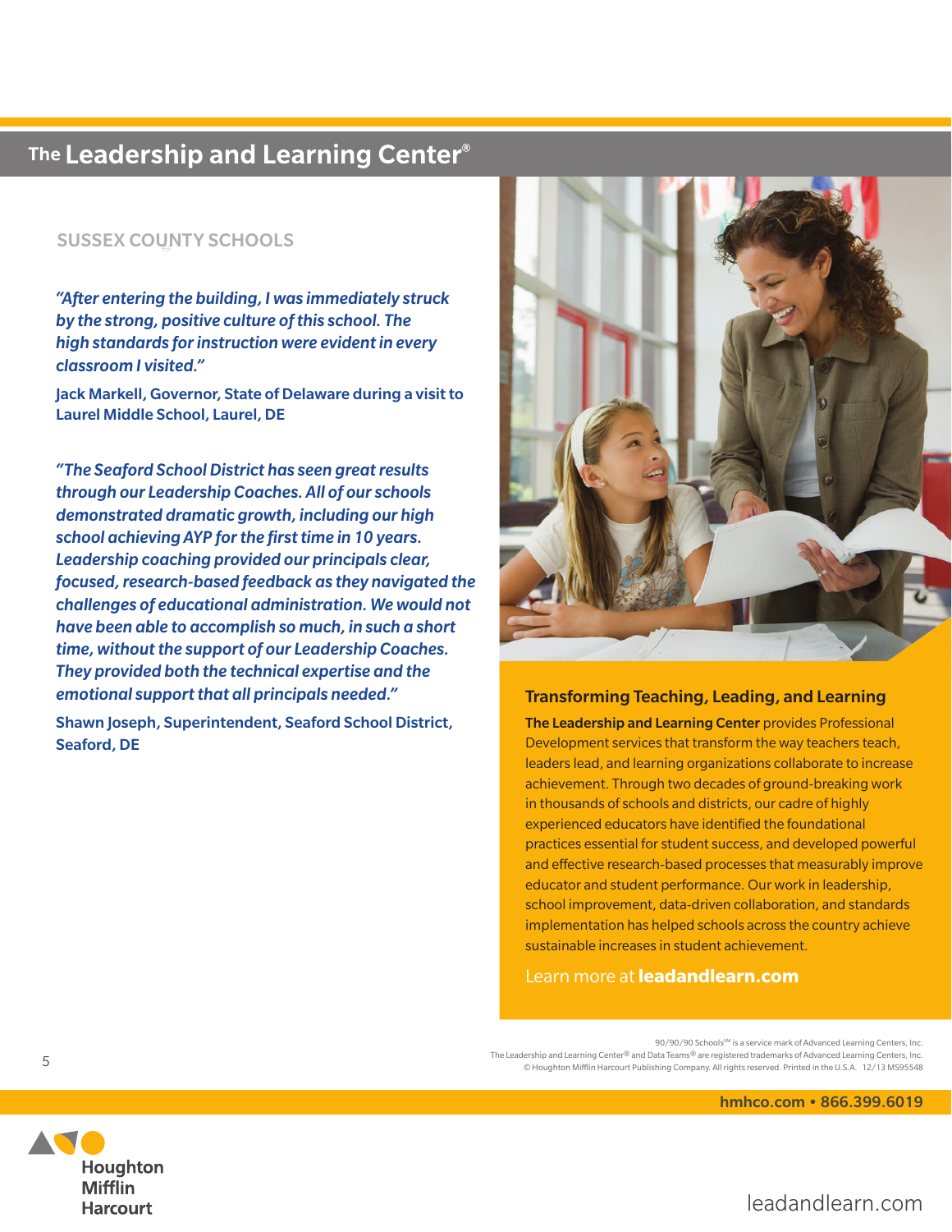# The Leadership and Learning Center®

## SUSSEX COUNTY SCHOOLS

*"After entering the building, I was immediately struck by the strong, positive culture of this school. The high standards for instruction were evident in every classroom I visited."*

Jack Markell, Governor, State of Delaware during a visit to Laurel Middle School, Laurel, DE

*"The Seaford School District has seen great results through our Leadership Coaches. All of our schools demonstrated dramatic growth, including our high school achieving AYP for the first time in 10 years. Leadership coaching provided our principals clear, focused, research-based feedback as they navigated the challenges of educational administration. We would not have been able to accomplish so much, in such a short time, without the support of our Leadership Coaches. They provided both the technical expertise and the emotional support that all principals needed."*

Shawn Joseph, Superintendent, Seaford School District, Seaford, DE

## Transforming Teaching, Leading, and Learning

**The Leadership and Learning Center** provides Professional Development services that transform the way teachers teach, leaders lead, and learning organizations collaborate to increase achievement. Through two decades of ground-breaking work in thousands of schools and districts, our cadre of highly experienced educators have identified the foundational practices essential for student success, and developed powerful and effective research-based processes that measurably improve educator and student performance. Our work in leadership, school improvement, data-driven collaboration, and standards implementation has helped schools across the country achieve sustainable increases in student achievement.

Learn more at **leadandlearn.com**

90/90/90 Schools℠ is a service mark of Advanced Learning Centers, Inc.
The Leadership and Learning Center® and Data Teams® are registered trademarks of Advanced Learning Centers, Inc.
© Houghton Mifflin Harcourt Publishing Company. All rights reserved. Printed in the U.S.A. 12/13 MS95548

hmhco.com • 866.399.6019

Houghton Mifflin Harcourt

leadandlearn.com